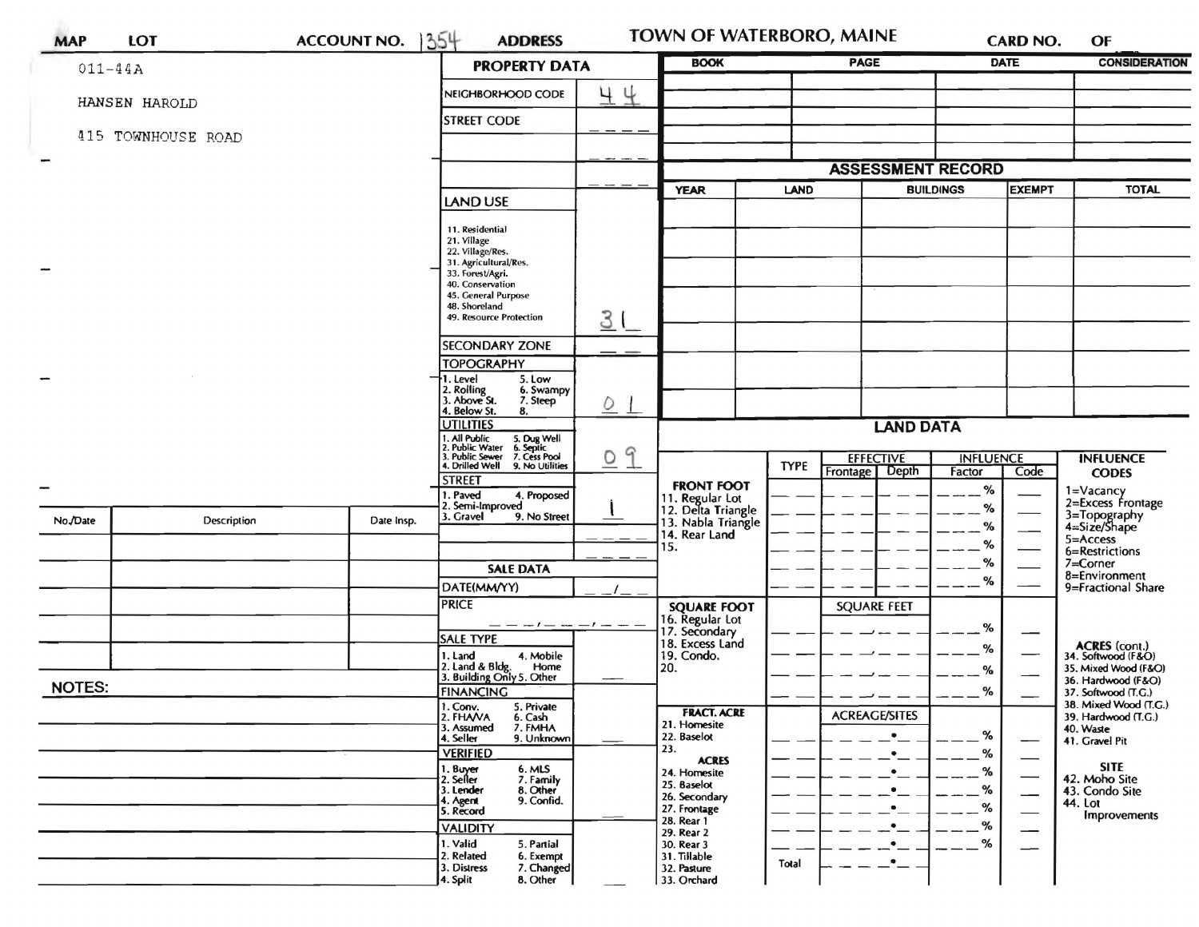| MAP | LOT | ACCOUNT NO. 1354 | ADDRESS | TOWN OF WATERBORO, MAINE | CARD NO. | OF |
|---|---|---|---|---|---|---|

011-44A

HANSEN HAROLD

415 TOWNHOUSE ROAD

## PROPERTY DATA

| | |
|---|---|
| NEIGHBORHOOD CODE | 44 |
| STREET CODE | _ _ _ _ |
| | _ _ _ _ |
| | _ _ _ _ |
| LAND USE<br>11. Residential<br>21. Village<br>22. Village/Res.<br>31. Agricultural/Res.<br>33. Forest/Agri.<br>40. Conservation<br>45. General Purpose<br>48. Shoreland<br>49. Resource Protection | 31 |
| SECONDARY ZONE | _ _ |
| TOPOGRAPHY<br>1. Level 5. Low<br>2. Rolling 6. Swampy<br>3. Above St. 7. Steep<br>4. Below St. 8. | 01 |
| UTILITIES<br>1. All Public 5. Dug Well<br>2. Public Water 6. Septic<br>3. Public Sewer 7. Cess Pool<br>4. Drilled Well 9. No Utilities | 09 |
| STREET<br>1. Paved 4. Proposed<br>2. Semi-Improved<br>3. Gravel 9. No Street | 1 |
| | _ _ _ |

## SALE DATA

| | |
|---|---|
| DATE(MM/YY) | _ _ / _ _ |
| PRICE | _ _ _ / _ _ _ / _ _ _ |
| SALE TYPE<br>1. Land 4. Mobile Home<br>2. Land & Bldg.<br>3. Building Only 5. Other | |
| FINANCING<br>1. Conv. 5. Private<br>2. FHA/VA 6. Cash<br>3. Assumed 7. FMHA<br>4. Seller 9. Unknown | |
| VERIFIED<br>1. Buyer 6. MLS<br>2. Seller 7. Family<br>3. Lender 8. Other<br>4. Agent 9. Confid.<br>5. Record | |
| VALIDITY<br>1. Valid 5. Partial<br>2. Related 6. Exempt<br>3. Distress 7. Changed<br>4. Split 8. Other | |

| BOOK | PAGE | DATE | CONSIDERATION |
|---|---|---|---|
| | | | |
| | | | |
| | | | |
| | | | |

## ASSESSMENT RECORD

| YEAR | LAND | BUILDINGS | EXEMPT | TOTAL |
|---|---|---|---|---|
| | | | | |
| | | | | |
| | | | | |
| | | | | |
| | | | | |
| | | | | |
| | | | | |

## LAND DATA

| | TYPE | EFFECTIVE Frontage | EFFECTIVE Depth | INFLUENCE Factor | INFLUENCE Code |
|---|---|---|---|---|---|
| FRONT FOOT<br>11. Regular Lot<br>12. Delta Triangle<br>13. Nabla Triangle<br>14. Rear Land<br>15. | | | | % | |
| SQUARE FOOT<br>16. Regular Lot<br>17. Secondary<br>18. Excess Land<br>19. Condo.<br>20. | | SQUARE FEET | | % | |
| FRACT. ACRE<br>21. Homesite<br>22. Baselot<br>23.<br>ACRES<br>24. Homesite<br>25. Baselot<br>26. Secondary<br>27. Frontage<br>28. Rear 1<br>29. Rear 2<br>30. Rear 3<br>31. Tillable<br>32. Pasture<br>33. Orchard | | ACREAGE/SITES | | % | |
| | Total | | | | |

**INFLUENCE CODES**
1=Vacancy
2=Excess Frontage
3=Topography
4=Size/Shape
5=Access
6=Restrictions
7=Corner
8=Environment
9=Fractional Share

**ACRES (cont.)**
34. Softwood (F&O)
35. Mixed Wood (F&O)
36. Hardwood (F&O)
37. Softwood (T.G.)
38. Mixed Wood (T.G.)
39. Hardwood (T.G.)
40. Waste
41. Gravel Pit

**SITE**
42. Moho Site
43. Condo Site
44. Lot Improvements

| No./Date | Description | Date Insp. |
|---|---|---|
| | | |
| | | |
| | | |
| | | |
| | | |
| | | |

NOTES: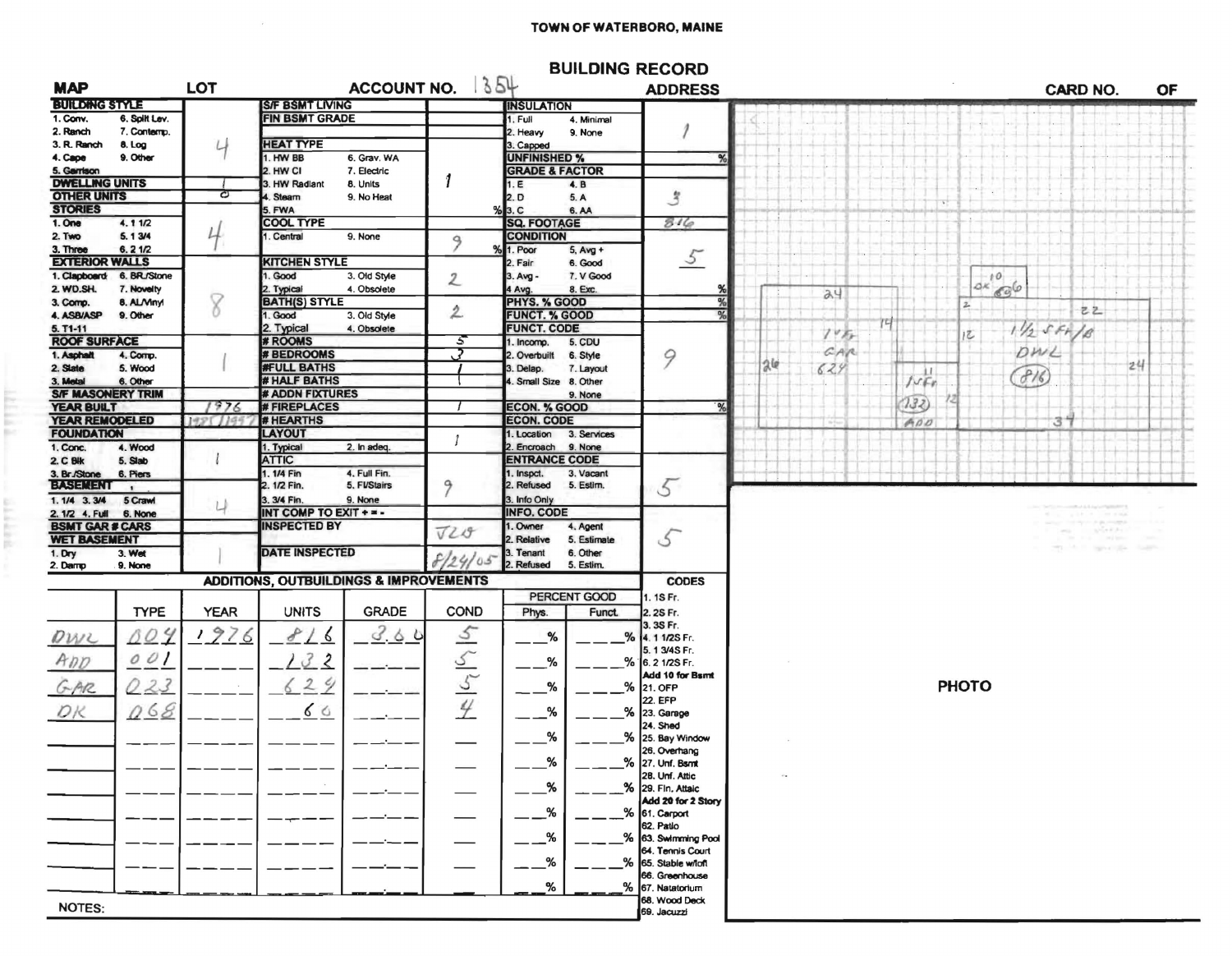**TOWN OF WATERBORO, MAINE**

# BUILDING RECORD

**MAP** | **LOT** | **ACCOUNT NO.** 1354 | **ADDRESS** | **CARD NO.** | **OF**

| Field | Options | Value |
|---|---|---|
| **BUILDING STYLE** | 1. Conv. 2. Ranch 3. R. Ranch 4. Cape 5. Garrison 6. Split Lev. 7. Contemp. 8. Log 9. Other | 4 |
| **DWELLING UNITS** | | 1 |
| **OTHER UNITS** | | 0 |
| **STORIES** | 1. One 2. Two 3. Three 4. 1 1/2 5. 1 3/4 6. 2 1/2 | 4 |
| **EXTERIOR WALLS** | 1. Clapboard 2. WD.SH. 3. Comp. 4. ASB/ASP 5. T1-11 6. BR./Stone 7. Novelty 8. AL/Vinyl 9. Other | 8 |
| **ROOF SURFACE** | 1. Asphalt 2. Slate 3. Metal 4. Comp. 5. Wood 6. Other | 1 |
| **S/F MASONERY TRIM** | | |
| **YEAR BUILT** | | 1976 |
| **YEAR REMODELED** | | 1981/1997 |
| **FOUNDATION** | 1. Conc. 2. C Blk 3. Br./Stone 4. Wood 5. Slab 6. Piers | 1 |
| **BASEMENT** | 1. 1/4 2. 1/2 3. 3/4 4. Full 5. Crawl 6. None | 4 |
| **BSMT GAR # CARS** | | |
| **WET BASEMENT** | 1. Dry 2. Damp 3. Wet 9. None | 1 |

| Field | Options | Value |
|---|---|---|
| **S/F BSMT LIVING** | | |
| **FIN BSMT GRADE** | | |
| **HEAT TYPE** | 1. HW BB 2. HW CI 3. HW Radiant 4. Steam 5. FWA 6. Grav. WA 7. Electric 8. Units 9. No Heat | 1 |
| **COOL TYPE** | 1. Central 9. None | 9 |
| **KITCHEN STYLE** | 1. Good 2. Typical 3. Old Style 4. Obsolete | 2 |
| **BATH(S) STYLE** | 1. Good 2. Typical 3. Old Style 4. Obsolete | 2 |
| **# ROOMS** | | 5 |
| **# BEDROOMS** | | 3 |
| **#FULL BATHS** | | 1 |
| **# HALF BATHS** | | 1 |
| **# ADDN FIXTURES** | | |
| **# FIREPLACES** | | 1 |
| **# HEARTHS** | | |
| **LAYOUT** | 1. Typical 2. In adeq. | 1 |
| **ATTIC** | 1. 1/4 Fin 2. 1/2 Fin. 3. 3/4 Fin. 4. Full Fin. 5. Fl/Stairs 9. None | 9 |
| **INT COMP TO EXIT + = -** | | |
| **INSPECTED BY** | | JZO |
| **DATE INSPECTED** | | 8/24/05 |

| Field | Options | Value |
|---|---|---|
| **INSULATION** | 1. Full 2. Heavy 3. Capped 4. Minimal 9. None | 1 |
| **UNFINISHED %** | | % |
| **GRADE & FACTOR** | 1. E 2. D 3. C 4. B 5. A 6. AA | 3 |
| **SQ. FOOTAGE** | | 816 |
| **CONDITION** | 1. Poor 2. Fair 3. Avg - 4. Avg. 5. Avg + 6. Good 7. V Good 8. Exc. | 5 |
| **PHYS. % GOOD** | | % |
| **FUNCT. % GOOD** | | % |
| **FUNCT. CODE** | 1. Incomp. 2. Overbuilt 3. Delap. 4. Small Size 5. CDU 6. Style 7. Layout 8. Other 9. None | 9 |
| **ECON. % GOOD** | | % |
| **ECON. CODE** | 1. Location 2. Encroach 3. Services 9. None | |
| **ENTRANCE CODE** | 1. Inspct. 2. Refused 3. Vacant 3. Info Only 5. Estim. | 5 |
| **INFO. CODE** | 1. Owner 2. Relative 3. Tenant 2. Refused 4. Agent 5. Estimate 6. Other 5. Estim. | 5 |

Sketch: 24 x 26 1 1/2 Fr GAR 624; 11 x 12 1SFr (132) ADD; 34 x 24 1 1/2 SFr/B DWL (816); DK 10 x 6 (60)

## ADDITIONS, OUTBUILDINGS & IMPROVEMENTS

| | TYPE | YEAR | UNITS | GRADE | COND | PERCENT GOOD Phys. | PERCENT GOOD Funct. |
|---|---|---|---|---|---|---|---|
| DWL | 004 | 1976 | 816 | 3.60 | 5 | % | % |
| ADD | 001 | | 132 | | 5 | % | % |
| GAR | 023 | | 624 | | 5 | % | % |
| DK | 068 | | 60 | | 4 | % | % |
| | | | | | | % | % |
| | | | | | | % | % |
| | | | | | | % | % |
| | | | | | | % | % |
| | | | | | | % | % |
| | | | | | | % | % |
| | | | | | | % | % |

**CODES**
1. 1S Fr.
2. 2S Fr.
3. 3S Fr.
4. 1 1/2S Fr.
5. 1 3/4S Fr.
6. 2 1/2S Fr.

Add 10 for Bsmt

21. OFP
22. EFP
23. Garage
24. Shed
25. Bay Window
26. Overhang
27. Unf. Bsmt
28. Unf. Attic
29. Fin. Attaic

Add 20 for 2 Story

61. Carport
62. Patio
63. Swimming Pool
64. Tennis Court
65. Stable w/loft
66. Greenhouse
67. Natatorium
68. Wood Deck
69. Jacuzzi

NOTES:

PHOTO